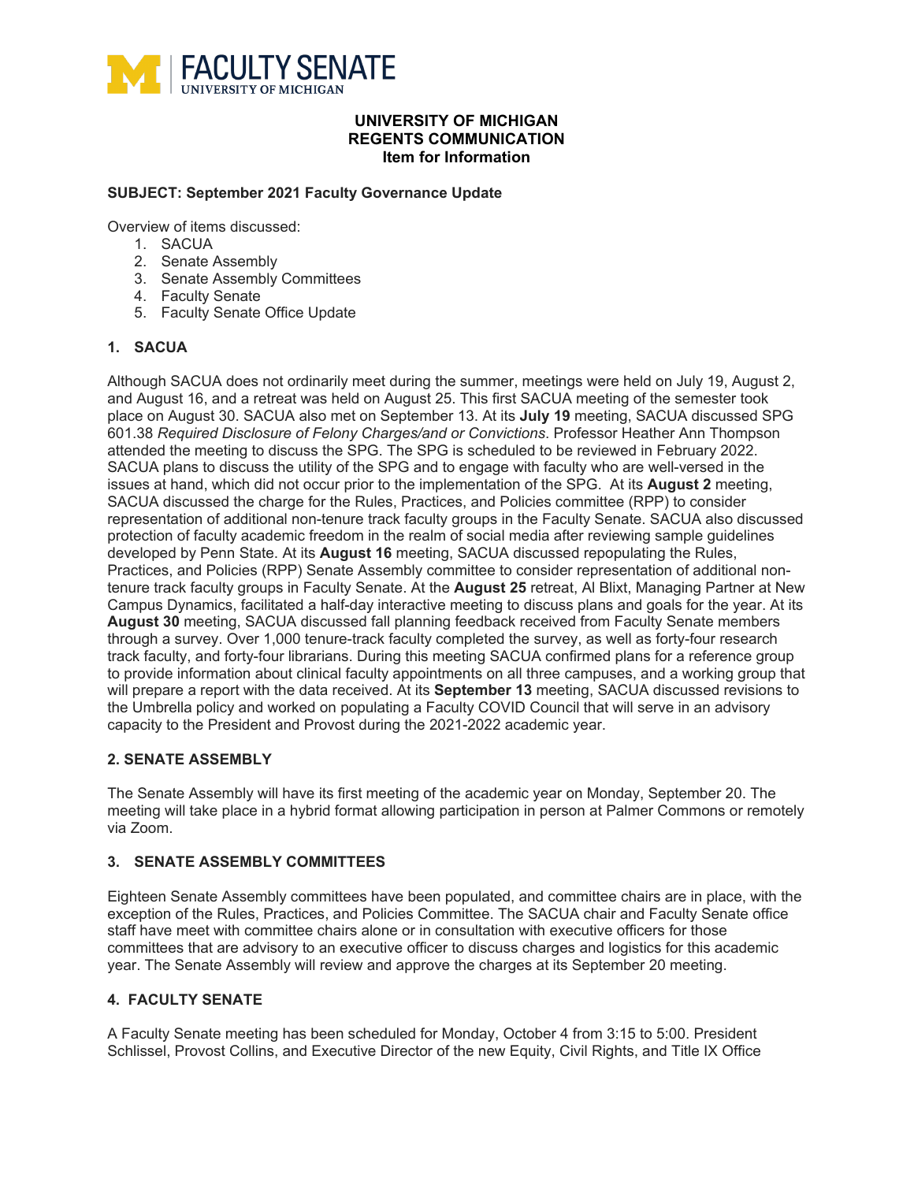# UNIVERSITY OF MICHIGAN
# REGENTS COMMUNICATION
## Item for Information

**SUBJECT: September 2021 Faculty Governance Update**

Overview of items discussed:

1. SACUA
2. Senate Assembly
3. Senate Assembly Committees
4. Faculty Senate
5. Faculty Senate Office Update

### 1. SACUA

Although SACUA does not ordinarily meet during the summer, meetings were held on July 19, August 2, and August 16, and a retreat was held on August 25. This first SACUA meeting of the semester took place on August 30. SACUA also met on September 13. At its **July 19** meeting, SACUA discussed SPG 601.38 *Required Disclosure of Felony Charges/and or Convictions*. Professor Heather Ann Thompson attended the meeting to discuss the SPG. The SPG is scheduled to be reviewed in February 2022. SACUA plans to discuss the utility of the SPG and to engage with faculty who are well-versed in the issues at hand, which did not occur prior to the implementation of the SPG. At its **August 2** meeting, SACUA discussed the charge for the Rules, Practices, and Policies committee (RPP) to consider representation of additional non-tenure track faculty groups in the Faculty Senate. SACUA also discussed protection of faculty academic freedom in the realm of social media after reviewing sample guidelines developed by Penn State. At its **August 16** meeting, SACUA discussed repopulating the Rules, Practices, and Policies (RPP) Senate Assembly committee to consider representation of additional non-tenure track faculty groups in Faculty Senate. At the **August 25** retreat, Al Blixt, Managing Partner at New Campus Dynamics, facilitated a half-day interactive meeting to discuss plans and goals for the year. At its **August 30** meeting, SACUA discussed fall planning feedback received from Faculty Senate members through a survey. Over 1,000 tenure-track faculty completed the survey, as well as forty-four research track faculty, and forty-four librarians. During this meeting SACUA confirmed plans for a reference group to provide information about clinical faculty appointments on all three campuses, and a working group that will prepare a report with the data received. At its **September 13** meeting, SACUA discussed revisions to the Umbrella policy and worked on populating a Faculty COVID Council that will serve in an advisory capacity to the President and Provost during the 2021-2022 academic year.

### 2. SENATE ASSEMBLY

The Senate Assembly will have its first meeting of the academic year on Monday, September 20. The meeting will take place in a hybrid format allowing participation in person at Palmer Commons or remotely via Zoom.

### 3. SENATE ASSEMBLY COMMITTEES

Eighteen Senate Assembly committees have been populated, and committee chairs are in place, with the exception of the Rules, Practices, and Policies Committee. The SACUA chair and Faculty Senate office staff have meet with committee chairs alone or in consultation with executive officers for those committees that are advisory to an executive officer to discuss charges and logistics for this academic year. The Senate Assembly will review and approve the charges at its September 20 meeting.

### 4. FACULTY SENATE

A Faculty Senate meeting has been scheduled for Monday, October 4 from 3:15 to 5:00. President Schlissel, Provost Collins, and Executive Director of the new Equity, Civil Rights, and Title IX Office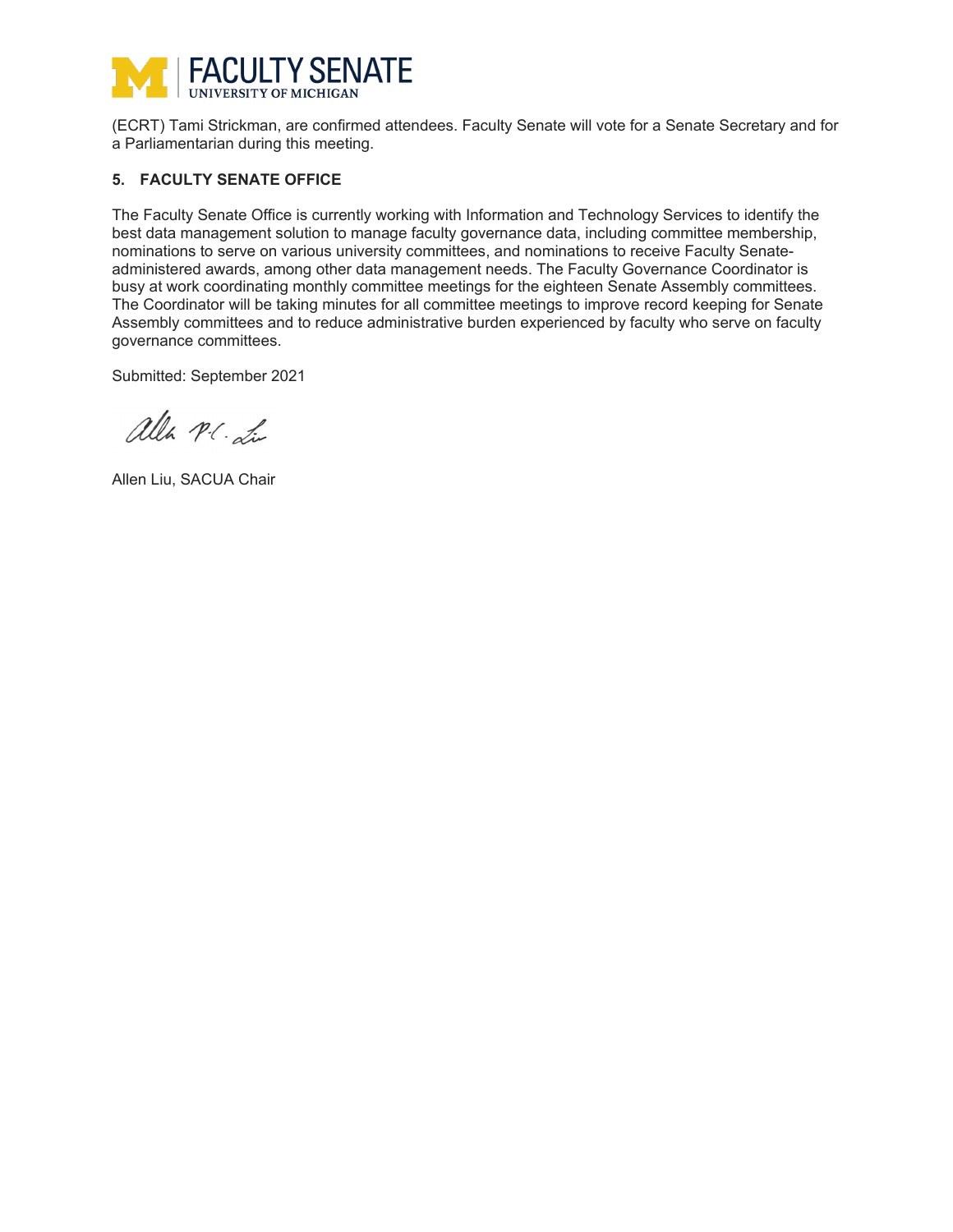(ECRT) Tami Strickman, are confirmed attendees. Faculty Senate will vote for a Senate Secretary and for a Parliamentarian during this meeting.

### 5. FACULTY SENATE OFFICE

The Faculty Senate Office is currently working with Information and Technology Services to identify the best data management solution to manage faculty governance data, including committee membership, nominations to serve on various university committees, and nominations to receive Faculty Senate-administered awards, among other data management needs. The Faculty Governance Coordinator is busy at work coordinating monthly committee meetings for the eighteen Senate Assembly committees. The Coordinator will be taking minutes for all committee meetings to improve record keeping for Senate Assembly committees and to reduce administrative burden experienced by faculty who serve on faculty governance committees.

Submitted: September 2021

Allen Liu, SACUA Chair